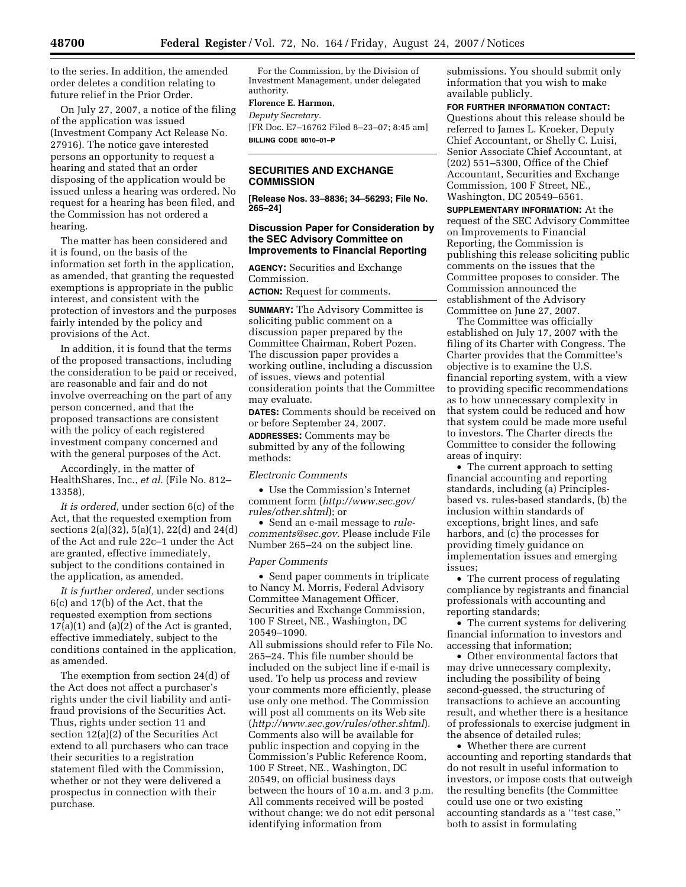to the series. In addition, the amended order deletes a condition relating to future relief in the Prior Order.

On July 27, 2007, a notice of the filing of the application was issued (Investment Company Act Release No. 27916). The notice gave interested persons an opportunity to request a hearing and stated that an order disposing of the application would be issued unless a hearing was ordered. No request for a hearing has been filed, and the Commission has not ordered a hearing.

The matter has been considered and it is found, on the basis of the information set forth in the application, as amended, that granting the requested exemptions is appropriate in the public interest, and consistent with the protection of investors and the purposes fairly intended by the policy and provisions of the Act.

In addition, it is found that the terms of the proposed transactions, including the consideration to be paid or received, are reasonable and fair and do not involve overreaching on the part of any person concerned, and that the proposed transactions are consistent with the policy of each registered investment company concerned and with the general purposes of the Act.

Accordingly, in the matter of HealthShares, Inc., *et al.* (File No. 812–13358),

*It is ordered,* under section 6(c) of the Act, that the requested exemption from sections 2(a)(32), 5(a)(1), 22(d) and 24(d) of the Act and rule 22c–1 under the Act are granted, effective immediately, subject to the conditions contained in the application, as amended.

*It is further ordered,* under sections 6(c) and 17(b) of the Act, that the requested exemption from sections 17(a)(1) and (a)(2) of the Act is granted, effective immediately, subject to the conditions contained in the application, as amended.

The exemption from section 24(d) of the Act does not affect a purchaser's rights under the civil liability and anti-fraud provisions of the Securities Act. Thus, rights under section 11 and section 12(a)(2) of the Securities Act extend to all purchasers who can trace their securities to a registration statement filed with the Commission, whether or not they were delivered a prospectus in connection with their purchase.

For the Commission, by the Division of Investment Management, under delegated authority.

**Florence E. Harmon,**

*Deputy Secretary.*

[FR Doc. E7–16762 Filed 8–23–07; 8:45 am]

**BILLING CODE 8010–01–P**

## SECURITIES AND EXCHANGE COMMISSION

**[Release Nos. 33–8836; 34–56293; File No. 265–24]**

## Discussion Paper for Consideration by the SEC Advisory Committee on Improvements to Financial Reporting

**AGENCY:** Securities and Exchange Commission.

**ACTION:** Request for comments.

**SUMMARY:** The Advisory Committee is soliciting public comment on a discussion paper prepared by the Committee Chairman, Robert Pozen. The discussion paper provides a working outline, including a discussion of issues, views and potential consideration points that the Committee may evaluate.

**DATES:** Comments should be received on or before September 24, 2007.

**ADDRESSES:** Comments may be submitted by any of the following methods:

*Electronic Comments*

• Use the Commission's Internet comment form (*http://www.sec.gov/rules/other.shtml*); or

• Send an e-mail message to *rule-comments@sec.gov*. Please include File Number 265–24 on the subject line.

*Paper Comments*

• Send paper comments in triplicate to Nancy M. Morris, Federal Advisory Committee Management Officer, Securities and Exchange Commission, 100 F Street, NE., Washington, DC 20549–1090.

All submissions should refer to File No. 265–24. This file number should be included on the subject line if e-mail is used. To help us process and review your comments more efficiently, please use only one method. The Commission will post all comments on its Web site (*http://www.sec.gov/rules/other.shtml*). Comments also will be available for public inspection and copying in the Commission's Public Reference Room, 100 F Street, NE., Washington, DC 20549, on official business days between the hours of 10 a.m. and 3 p.m. All comments received will be posted without change; we do not edit personal identifying information from submissions. You should submit only information that you wish to make available publicly.

**FOR FURTHER INFORMATION CONTACT:** Questions about this release should be referred to James L. Kroeker, Deputy Chief Accountant, or Shelly C. Luisi, Senior Associate Chief Accountant, at (202) 551–5300, Office of the Chief Accountant, Securities and Exchange Commission, 100 F Street, NE., Washington, DC 20549–6561.

**SUPPLEMENTARY INFORMATION:** At the request of the SEC Advisory Committee on Improvements to Financial Reporting, the Commission is publishing this release soliciting public comments on the issues that the Committee proposes to consider. The Commission announced the establishment of the Advisory Committee on June 27, 2007.

The Committee was officially established on July 17, 2007 with the filing of its Charter with Congress. The Charter provides that the Committee's objective is to examine the U.S. financial reporting system, with a view to providing specific recommendations as to how unnecessary complexity in that system could be reduced and how that system could be made more useful to investors. The Charter directs the Committee to consider the following areas of inquiry:

• The current approach to setting financial accounting and reporting standards, including (a) Principles-based vs. rules-based standards, (b) the inclusion within standards of exceptions, bright lines, and safe harbors, and (c) the processes for providing timely guidance on implementation issues and emerging issues;

• The current process of regulating compliance by registrants and financial professionals with accounting and reporting standards;

• The current systems for delivering financial information to investors and accessing that information;

• Other environmental factors that may drive unnecessary complexity, including the possibility of being second-guessed, the structuring of transactions to achieve an accounting result, and whether there is a hesitance of professionals to exercise judgment in the absence of detailed rules;

• Whether there are current accounting and reporting standards that do not result in useful information to investors, or impose costs that outweigh the resulting benefits (the Committee could use one or two existing accounting standards as a ''test case,'' both to assist in formulating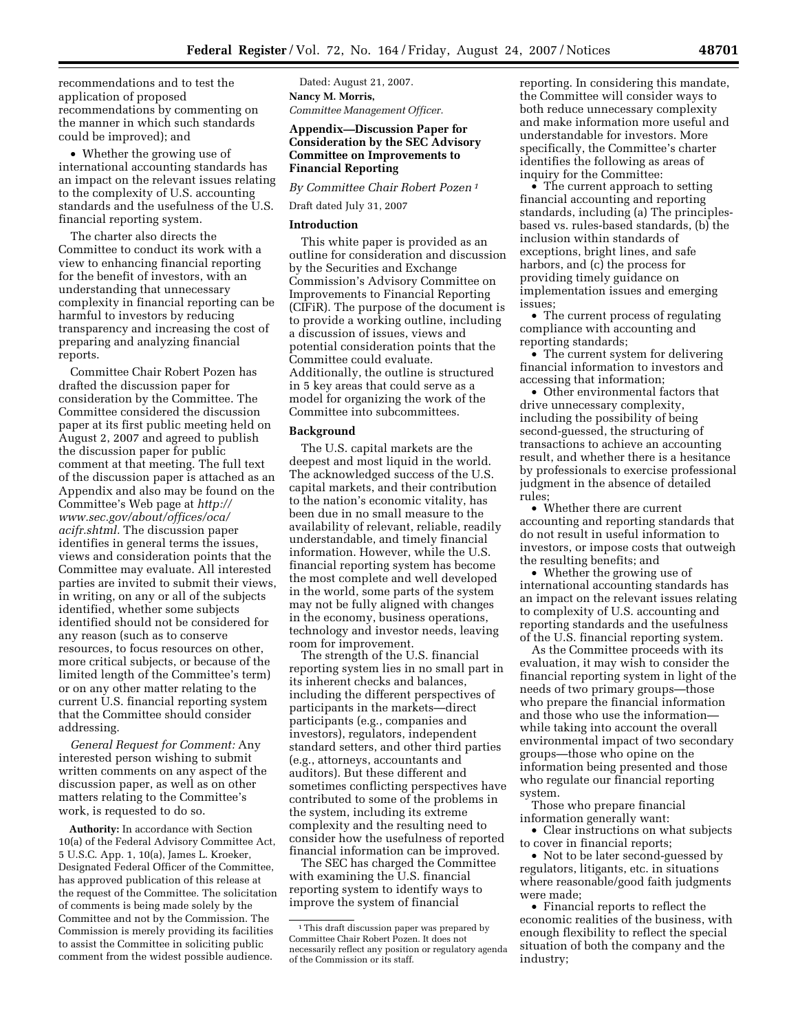recommendations and to test the application of proposed recommendations by commenting on the manner in which such standards could be improved); and

• Whether the growing use of international accounting standards has an impact on the relevant issues relating to the complexity of U.S. accounting standards and the usefulness of the U.S. financial reporting system.

The charter also directs the Committee to conduct its work with a view to enhancing financial reporting for the benefit of investors, with an understanding that unnecessary complexity in financial reporting can be harmful to investors by reducing transparency and increasing the cost of preparing and analyzing financial reports.

Committee Chair Robert Pozen has drafted the discussion paper for consideration by the Committee. The Committee considered the discussion paper at its first public meeting held on August 2, 2007 and agreed to publish the discussion paper for public comment at that meeting. The full text of the discussion paper is attached as an Appendix and also may be found on the Committee's Web page at *http://www.sec.gov/about/offices/oca/acifr.shtml.* The discussion paper identifies in general terms the issues, views and consideration points that the Committee may evaluate. All interested parties are invited to submit their views, in writing, on any or all of the subjects identified, whether some subjects identified should not be considered for any reason (such as to conserve resources, to focus resources on other, more critical subjects, or because of the limited length of the Committee's term) or on any other matter relating to the current U.S. financial reporting system that the Committee should consider addressing.

*General Request for Comment:* Any interested person wishing to submit written comments on any aspect of the discussion paper, as well as on other matters relating to the Committee's work, is requested to do so.

**Authority:** In accordance with Section 10(a) of the Federal Advisory Committee Act, 5 U.S.C. App. 1, 10(a), James L. Kroeker, Designated Federal Officer of the Committee, has approved publication of this release at the request of the Committee. The solicitation of comments is being made solely by the Committee and not by the Commission. The Commission is merely providing its facilities to assist the Committee in soliciting public comment from the widest possible audience.

Dated: August 21, 2007.

**Nancy M. Morris,**

*Committee Management Officer.*

## Appendix—Discussion Paper for Consideration by the SEC Advisory Committee on Improvements to Financial Reporting

*By Committee Chair Robert Pozen* [1]

Draft dated July 31, 2007

### Introduction

This white paper is provided as an outline for consideration and discussion by the Securities and Exchange Commission's Advisory Committee on Improvements to Financial Reporting (CIFiR). The purpose of the document is to provide a working outline, including a discussion of issues, views and potential consideration points that the Committee could evaluate. Additionally, the outline is structured in 5 key areas that could serve as a model for organizing the work of the Committee into subcommittees.

### Background

The U.S. capital markets are the deepest and most liquid in the world. The acknowledged success of the U.S. capital markets, and their contribution to the nation's economic vitality, has been due in no small measure to the availability of relevant, reliable, readily understandable, and timely financial information. However, while the U.S. financial reporting system has become the most complete and well developed in the world, some parts of the system may not be fully aligned with changes in the economy, business operations, technology and investor needs, leaving room for improvement.

The strength of the U.S. financial reporting system lies in no small part in its inherent checks and balances, including the different perspectives of participants in the markets—direct participants (e.g., companies and investors), regulators, independent standard setters, and other third parties (e.g., attorneys, accountants and auditors). But these different and sometimes conflicting perspectives have contributed to some of the problems in the system, including its extreme complexity and the resulting need to consider how the usefulness of reported financial information can be improved.

The SEC has charged the Committee with examining the U.S. financial reporting system to identify ways to improve the system of financial reporting. In considering this mandate, the Committee will consider ways to both reduce unnecessary complexity and make information more useful and understandable for investors. More specifically, the Committee's charter identifies the following as areas of inquiry for the Committee:

• The current approach to setting financial accounting and reporting standards, including (a) The principles-based vs. rules-based standards, (b) the inclusion within standards of exceptions, bright lines, and safe harbors, and (c) the process for providing timely guidance on implementation issues and emerging issues;

• The current process of regulating compliance with accounting and reporting standards;

• The current system for delivering financial information to investors and accessing that information;

• Other environmental factors that drive unnecessary complexity, including the possibility of being second-guessed, the structuring of transactions to achieve an accounting result, and whether there is a hesitance by professionals to exercise professional judgment in the absence of detailed rules;

• Whether there are current accounting and reporting standards that do not result in useful information to investors, or impose costs that outweigh the resulting benefits; and

• Whether the growing use of international accounting standards has an impact on the relevant issues relating to complexity of U.S. accounting and reporting standards and the usefulness of the U.S. financial reporting system.

As the Committee proceeds with its evaluation, it may wish to consider the financial reporting system in light of the needs of two primary groups—those who prepare the financial information and those who use the information—while taking into account the overall environmental impact of two secondary groups—those who opine on the information being presented and those who regulate our financial reporting system.

Those who prepare financial information generally want:

• Clear instructions on what subjects to cover in financial reports;

• Not to be later second-guessed by regulators, litigants, etc. in situations where reasonable/good faith judgments were made;

• Financial reports to reflect the economic realities of the business, with enough flexibility to reflect the special situation of both the company and the industry;

[1] This draft discussion paper was prepared by Committee Chair Robert Pozen. It does not necessarily reflect any position or regulatory agenda of the Commission or its staff.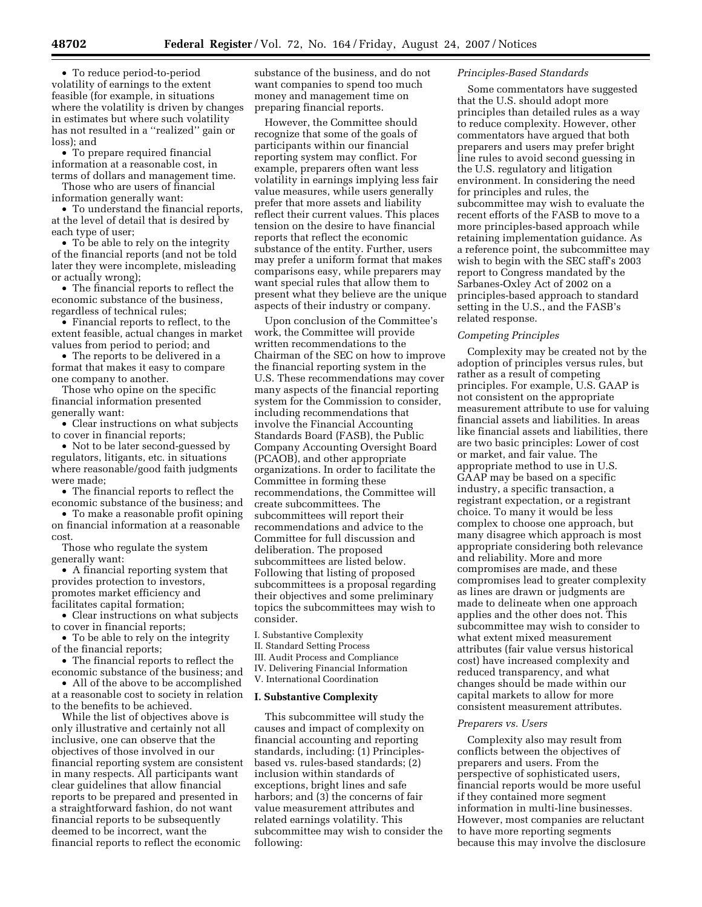- To reduce period-to-period volatility of earnings to the extent feasible (for example, in situations where the volatility is driven by changes in estimates but where such volatility has not resulted in a ''realized'' gain or loss); and
- To prepare required financial information at a reasonable cost, in terms of dollars and management time.

Those who are users of financial information generally want:

- To understand the financial reports, at the level of detail that is desired by each type of user;
- To be able to rely on the integrity of the financial reports (and not be told later they were incomplete, misleading or actually wrong);
- The financial reports to reflect the economic substance of the business, regardless of technical rules;
- Financial reports to reflect, to the extent feasible, actual changes in market values from period to period; and
- The reports to be delivered in a format that makes it easy to compare one company to another.

Those who opine on the specific financial information presented generally want:

- Clear instructions on what subjects to cover in financial reports;
- Not to be later second-guessed by regulators, litigants, etc. in situations where reasonable/good faith judgments were made;
- The financial reports to reflect the economic substance of the business; and
- To make a reasonable profit opining on financial information at a reasonable cost.

Those who regulate the system generally want:

- A financial reporting system that provides protection to investors, promotes market efficiency and facilitates capital formation;
- Clear instructions on what subjects to cover in financial reports;
- To be able to rely on the integrity of the financial reports;
- The financial reports to reflect the economic substance of the business; and
- All of the above to be accomplished at a reasonable cost to society in relation to the benefits to be achieved.

While the list of objectives above is only illustrative and certainly not all inclusive, one can observe that the objectives of those involved in our financial reporting system are consistent in many respects. All participants want clear guidelines that allow financial reports to be prepared and presented in a straightforward fashion, do not want financial reports to be subsequently deemed to be incorrect, want the financial reports to reflect the economic substance of the business, and do not want companies to spend too much money and management time on preparing financial reports.

However, the Committee should recognize that some of the goals of participants within our financial reporting system may conflict. For example, preparers often want less volatility in earnings implying less fair value measures, while users generally prefer that more assets and liability reflect their current values. This places tension on the desire to have financial reports that reflect the economic substance of the entity. Further, users may prefer a uniform format that makes comparisons easy, while preparers may want special rules that allow them to present what they believe are the unique aspects of their industry or company.

Upon conclusion of the Committee's work, the Committee will provide written recommendations to the Chairman of the SEC on how to improve the financial reporting system in the U.S. These recommendations may cover many aspects of the financial reporting system for the Commission to consider, including recommendations that involve the Financial Accounting Standards Board (FASB), the Public Company Accounting Oversight Board (PCAOB), and other appropriate organizations. In order to facilitate the Committee in forming these recommendations, the Committee will create subcommittees. The subcommittees will report their recommendations and advice to the Committee for full discussion and deliberation. The proposed subcommittees are listed below. Following that listing of proposed subcommittees is a proposal regarding their objectives and some preliminary topics the subcommittees may wish to consider.

I. Substantive Complexity
II. Standard Setting Process
III. Audit Process and Compliance
IV. Delivering Financial Information
V. International Coordination

## I. Substantive Complexity

This subcommittee will study the causes and impact of complexity on financial accounting and reporting standards, including: (1) Principles-based vs. rules-based standards; (2) inclusion within standards of exceptions, bright lines and safe harbors; and (3) the concerns of fair value measurement attributes and related earnings volatility. This subcommittee may wish to consider the following:

### *Principles-Based Standards*

Some commentators have suggested that the U.S. should adopt more principles than detailed rules as a way to reduce complexity. However, other commentators have argued that both preparers and users may prefer bright line rules to avoid second guessing in the U.S. regulatory and litigation environment. In considering the need for principles and rules, the subcommittee may wish to evaluate the recent efforts of the FASB to move to a more principles-based approach while retaining implementation guidance. As a reference point, the subcommittee may wish to begin with the SEC staff's 2003 report to Congress mandated by the Sarbanes-Oxley Act of 2002 on a principles-based approach to standard setting in the U.S., and the FASB's related response.

### *Competing Principles*

Complexity may be created not by the adoption of principles versus rules, but rather as a result of competing principles. For example, U.S. GAAP is not consistent on the appropriate measurement attribute to use for valuing financial assets and liabilities. In areas like financial assets and liabilities, there are two basic principles: Lower of cost or market, and fair value. The appropriate method to use in U.S. GAAP may be based on a specific industry, a specific transaction, a registrant expectation, or a registrant choice. To many it would be less complex to choose one approach, but many disagree which approach is most appropriate considering both relevance and reliability. More and more compromises are made, and these compromises lead to greater complexity as lines are drawn or judgments are made to delineate when one approach applies and the other does not. This subcommittee may wish to consider to what extent mixed measurement attributes (fair value versus historical cost) have increased complexity and reduced transparency, and what changes should be made within our capital markets to allow for more consistent measurement attributes.

### *Preparers vs. Users*

Complexity also may result from conflicts between the objectives of preparers and users. From the perspective of sophisticated users, financial reports would be more useful if they contained more segment information in multi-line businesses. However, most companies are reluctant to have more reporting segments because this may involve the disclosure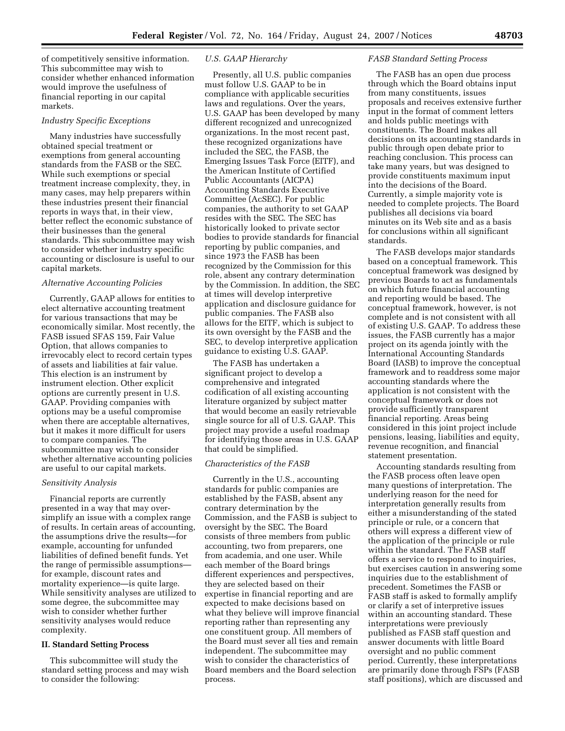of competitively sensitive information. This subcommittee may wish to consider whether enhanced information would improve the usefulness of financial reporting in our capital markets.

*Industry Specific Exceptions*

Many industries have successfully obtained special treatment or exemptions from general accounting standards from the FASB or the SEC. While such exemptions or special treatment increase complexity, they, in many cases, may help preparers within these industries present their financial reports in ways that, in their view, better reflect the economic substance of their businesses than the general standards. This subcommittee may wish to consider whether industry specific accounting or disclosure is useful to our capital markets.

*Alternative Accounting Policies*

Currently, GAAP allows for entities to elect alternative accounting treatment for various transactions that may be economically similar. Most recently, the FASB issued SFAS 159, Fair Value Option, that allows companies to irrevocably elect to record certain types of assets and liabilities at fair value. This election is an instrument by instrument election. Other explicit options are currently present in U.S. GAAP. Providing companies with options may be a useful compromise when there are acceptable alternatives, but it makes it more difficult for users to compare companies. The subcommittee may wish to consider whether alternative accounting policies are useful to our capital markets.

*Sensitivity Analysis*

Financial reports are currently presented in a way that may over-simplify an issue with a complex range of results. In certain areas of accounting, the assumptions drive the results—for example, accounting for unfunded liabilities of defined benefit funds. Yet the range of permissible assumptions—for example, discount rates and mortality experience—is quite large. While sensitivity analyses are utilized to some degree, the subcommittee may wish to consider whether further sensitivity analyses would reduce complexity.

**II. Standard Setting Process**

This subcommittee will study the standard setting process and may wish to consider the following:

*U.S. GAAP Hierarchy*

Presently, all U.S. public companies must follow U.S. GAAP to be in compliance with applicable securities laws and regulations. Over the years, U.S. GAAP has been developed by many different recognized and unrecognized organizations. In the most recent past, these recognized organizations have included the SEC, the FASB, the Emerging Issues Task Force (EITF), and the American Institute of Certified Public Accountants (AICPA) Accounting Standards Executive Committee (AcSEC). For public companies, the authority to set GAAP resides with the SEC. The SEC has historically looked to private sector bodies to provide standards for financial reporting by public companies, and since 1973 the FASB has been recognized by the Commission for this role, absent any contrary determination by the Commission. In addition, the SEC at times will develop interpretive application and disclosure guidance for public companies. The FASB also allows for the EITF, which is subject to its own oversight by the FASB and the SEC, to develop interpretive application guidance to existing U.S. GAAP.

The FASB has undertaken a significant project to develop a comprehensive and integrated codification of all existing accounting literature organized by subject matter that would become an easily retrievable single source for all of U.S. GAAP. This project may provide a useful roadmap for identifying those areas in U.S. GAAP that could be simplified.

*Characteristics of the FASB*

Currently in the U.S., accounting standards for public companies are established by the FASB, absent any contrary determination by the Commission, and the FASB is subject to oversight by the SEC. The Board consists of three members from public accounting, two from preparers, one from academia, and one user. While each member of the Board brings different experiences and perspectives, they are selected based on their expertise in financial reporting and are expected to make decisions based on what they believe will improve financial reporting rather than representing any one constituent group. All members of the Board must sever all ties and remain independent. The subcommittee may wish to consider the characteristics of Board members and the Board selection process.

*FASB Standard Setting Process*

The FASB has an open due process through which the Board obtains input from many constituents, issues proposals and receives extensive further input in the format of comment letters and holds public meetings with constituents. The Board makes all decisions on its accounting standards in public through open debate prior to reaching conclusion. This process can take many years, but was designed to provide constituents maximum input into the decisions of the Board. Currently, a simple majority vote is needed to complete projects. The Board publishes all decisions via board minutes on its Web site and as a basis for conclusions within all significant standards.

The FASB develops major standards based on a conceptual framework. This conceptual framework was designed by previous Boards to act as fundamentals on which future financial accounting and reporting would be based. The conceptual framework, however, is not complete and is not consistent with all of existing U.S. GAAP. To address these issues, the FASB currently has a major project on its agenda jointly with the International Accounting Standards Board (IASB) to improve the conceptual framework and to readdress some major accounting standards where the application is not consistent with the conceptual framework or does not provide sufficiently transparent financial reporting. Areas being considered in this joint project include pensions, leasing, liabilities and equity, revenue recognition, and financial statement presentation.

Accounting standards resulting from the FASB process often leave open many questions of interpretation. The underlying reason for the need for interpretation generally results from either a misunderstanding of the stated principle or rule, or a concern that others will express a different view of the application of the principle or rule within the standard. The FASB staff offers a service to respond to inquiries, but exercises caution in answering some inquiries due to the establishment of precedent. Sometimes the FASB or FASB staff is asked to formally amplify or clarify a set of interpretive issues within an accounting standard. These interpretations were previously published as FASB staff question and answer documents with little Board oversight and no public comment period. Currently, these interpretations are primarily done through FSPs (FASB staff positions), which are discussed and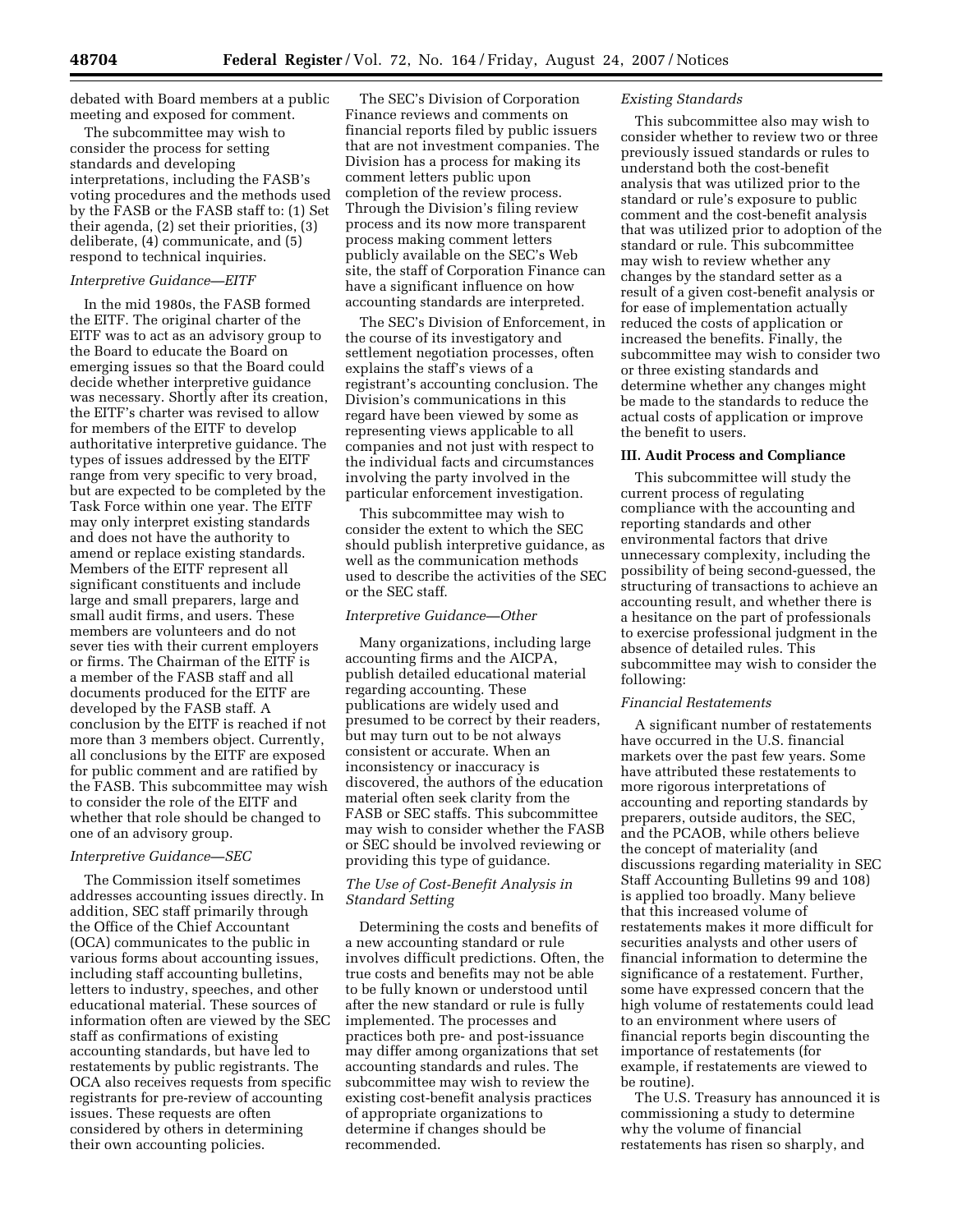debated with Board members at a public meeting and exposed for comment.

The subcommittee may wish to consider the process for setting standards and developing interpretations, including the FASB's voting procedures and the methods used by the FASB or the FASB staff to: (1) Set their agenda, (2) set their priorities, (3) deliberate, (4) communicate, and (5) respond to technical inquiries.

*Interpretive Guidance—EITF*

In the mid 1980s, the FASB formed the EITF. The original charter of the EITF was to act as an advisory group to the Board to educate the Board on emerging issues so that the Board could decide whether interpretive guidance was necessary. Shortly after its creation, the EITF's charter was revised to allow for members of the EITF to develop authoritative interpretive guidance. The types of issues addressed by the EITF range from very specific to very broad, but are expected to be completed by the Task Force within one year. The EITF may only interpret existing standards and does not have the authority to amend or replace existing standards. Members of the EITF represent all significant constituents and include large and small preparers, large and small audit firms, and users. These members are volunteers and do not sever ties with their current employers or firms. The Chairman of the EITF is a member of the FASB staff and all documents produced for the EITF are developed by the FASB staff. A conclusion by the EITF is reached if not more than 3 members object. Currently, all conclusions by the EITF are exposed for public comment and are ratified by the FASB. This subcommittee may wish to consider the role of the EITF and whether that role should be changed to one of an advisory group.

*Interpretive Guidance—SEC*

The Commission itself sometimes addresses accounting issues directly. In addition, SEC staff primarily through the Office of the Chief Accountant (OCA) communicates to the public in various forms about accounting issues, including staff accounting bulletins, letters to industry, speeches, and other educational material. These sources of information often are viewed by the SEC staff as confirmations of existing accounting standards, but have led to restatements by public registrants. The OCA also receives requests from specific registrants for pre-review of accounting issues. These requests are often considered by others in determining their own accounting policies.

The SEC's Division of Corporation Finance reviews and comments on financial reports filed by public issuers that are not investment companies. The Division has a process for making its comment letters public upon completion of the review process. Through the Division's filing review process and its now more transparent process making comment letters publicly available on the SEC's Web site, the staff of Corporation Finance can have a significant influence on how accounting standards are interpreted.

The SEC's Division of Enforcement, in the course of its investigatory and settlement negotiation processes, often explains the staff's views of a registrant's accounting conclusion. The Division's communications in this regard have been viewed by some as representing views applicable to all companies and not just with respect to the individual facts and circumstances involving the party involved in the particular enforcement investigation.

This subcommittee may wish to consider the extent to which the SEC should publish interpretive guidance, as well as the communication methods used to describe the activities of the SEC or the SEC staff.

*Interpretive Guidance—Other*

Many organizations, including large accounting firms and the AICPA, publish detailed educational material regarding accounting. These publications are widely used and presumed to be correct by their readers, but may turn out to be not always consistent or accurate. When an inconsistency or inaccuracy is discovered, the authors of the education material often seek clarity from the FASB or SEC staffs. This subcommittee may wish to consider whether the FASB or SEC should be involved reviewing or providing this type of guidance.

*The Use of Cost-Benefit Analysis in Standard Setting*

Determining the costs and benefits of a new accounting standard or rule involves difficult predictions. Often, the true costs and benefits may not be able to be fully known or understood until after the new standard or rule is fully implemented. The processes and practices both pre- and post-issuance may differ among organizations that set accounting standards and rules. The subcommittee may wish to review the existing cost-benefit analysis practices of appropriate organizations to determine if changes should be recommended.

*Existing Standards*

This subcommittee also may wish to consider whether to review two or three previously issued standards or rules to understand both the cost-benefit analysis that was utilized prior to the standard or rule's exposure to public comment and the cost-benefit analysis that was utilized prior to adoption of the standard or rule. This subcommittee may wish to review whether any changes by the standard setter as a result of a given cost-benefit analysis or for ease of implementation actually reduced the costs of application or increased the benefits. Finally, the subcommittee may wish to consider two or three existing standards and determine whether any changes might be made to the standards to reduce the actual costs of application or improve the benefit to users.

## III. Audit Process and Compliance

This subcommittee will study the current process of regulating compliance with the accounting and reporting standards and other environmental factors that drive unnecessary complexity, including the possibility of being second-guessed, the structuring of transactions to achieve an accounting result, and whether there is a hesitance on the part of professionals to exercise professional judgment in the absence of detailed rules. This subcommittee may wish to consider the following:

*Financial Restatements*

A significant number of restatements have occurred in the U.S. financial markets over the past few years. Some have attributed these restatements to more rigorous interpretations of accounting and reporting standards by preparers, outside auditors, the SEC, and the PCAOB, while others believe the concept of materiality (and discussions regarding materiality in SEC Staff Accounting Bulletins 99 and 108) is applied too broadly. Many believe that this increased volume of restatements makes it more difficult for securities analysts and other users of financial information to determine the significance of a restatement. Further, some have expressed concern that the high volume of restatements could lead to an environment where users of financial reports begin discounting the importance of restatements (for example, if restatements are viewed to be routine).

The U.S. Treasury has announced it is commissioning a study to determine why the volume of financial restatements has risen so sharply, and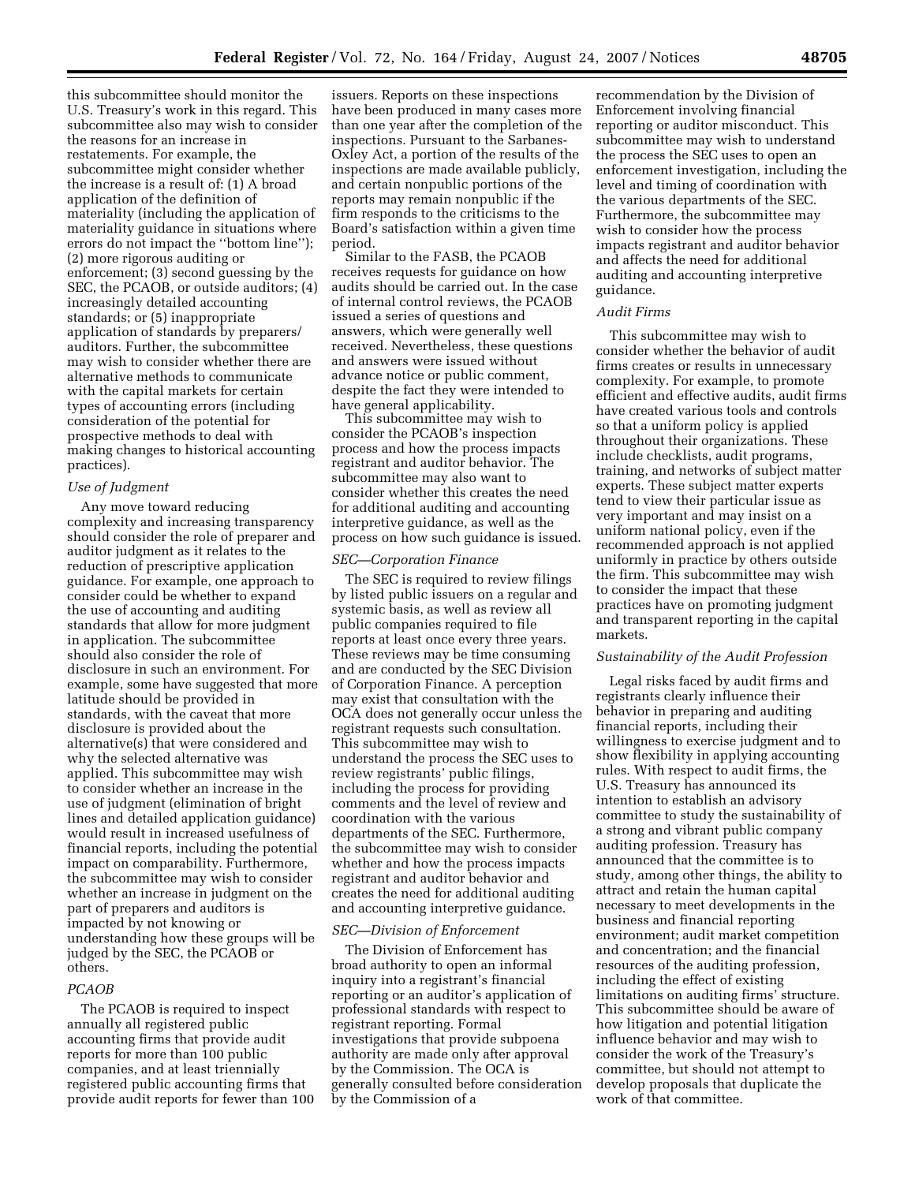this subcommittee should monitor the U.S. Treasury's work in this regard. This subcommittee also may wish to consider the reasons for an increase in restatements. For example, the subcommittee might consider whether the increase is a result of: (1) A broad application of the definition of materiality (including the application of materiality guidance in situations where errors do not impact the ''bottom line''); (2) more rigorous auditing or enforcement; (3) second guessing by the SEC, the PCAOB, or outside auditors; (4) increasingly detailed accounting standards; or (5) inappropriate application of standards by preparers/auditors. Further, the subcommittee may wish to consider whether there are alternative methods to communicate with the capital markets for certain types of accounting errors (including consideration of the potential for prospective methods to deal with making changes to historical accounting practices).

*Use of Judgment*

Any move toward reducing complexity and increasing transparency should consider the role of preparer and auditor judgment as it relates to the reduction of prescriptive application guidance. For example, one approach to consider could be whether to expand the use of accounting and auditing standards that allow for more judgment in application. The subcommittee should also consider the role of disclosure in such an environment. For example, some have suggested that more latitude should be provided in standards, with the caveat that more disclosure is provided about the alternative(s) that were considered and why the selected alternative was applied. This subcommittee may wish to consider whether an increase in the use of judgment (elimination of bright lines and detailed application guidance) would result in increased usefulness of financial reports, including the potential impact on comparability. Furthermore, the subcommittee may wish to consider whether an increase in judgment on the part of preparers and auditors is impacted by not knowing or understanding how these groups will be judged by the SEC, the PCAOB or others.

*PCAOB*

The PCAOB is required to inspect annually all registered public accounting firms that provide audit reports for more than 100 public companies, and at least triennially registered public accounting firms that provide audit reports for fewer than 100 issuers. Reports on these inspections have been produced in many cases more than one year after the completion of the inspections. Pursuant to the Sarbanes-Oxley Act, a portion of the results of the inspections are made available publicly, and certain nonpublic portions of the reports may remain nonpublic if the firm responds to the criticisms to the Board's satisfaction within a given time period.

Similar to the FASB, the PCAOB receives requests for guidance on how audits should be carried out. In the case of internal control reviews, the PCAOB issued a series of questions and answers, which were generally well received. Nevertheless, these questions and answers were issued without advance notice or public comment, despite the fact they were intended to have general applicability.

This subcommittee may wish to consider the PCAOB's inspection process and how the process impacts registrant and auditor behavior. The subcommittee may also want to consider whether this creates the need for additional auditing and accounting interpretive guidance, as well as the process on how such guidance is issued.

*SEC—Corporation Finance*

The SEC is required to review filings by listed public issuers on a regular and systemic basis, as well as review all public companies required to file reports at least once every three years. These reviews may be time consuming and are conducted by the SEC Division of Corporation Finance. A perception may exist that consultation with the OCA does not generally occur unless the registrant requests such consultation. This subcommittee may wish to understand the process the SEC uses to review registrants' public filings, including the process for providing comments and the level of review and coordination with the various departments of the SEC. Furthermore, the subcommittee may wish to consider whether and how the process impacts registrant and auditor behavior and creates the need for additional auditing and accounting interpretive guidance.

*SEC—Division of Enforcement*

The Division of Enforcement has broad authority to open an informal inquiry into a registrant's financial reporting or an auditor's application of professional standards with respect to registrant reporting. Formal investigations that provide subpoena authority are made only after approval by the Commission. The OCA is generally consulted before consideration by the Commission of a recommendation by the Division of Enforcement involving financial reporting or auditor misconduct. This subcommittee may wish to understand the process the SEC uses to open an enforcement investigation, including the level and timing of coordination with the various departments of the SEC. Furthermore, the subcommittee may wish to consider how the process impacts registrant and auditor behavior and affects the need for additional auditing and accounting interpretive guidance.

*Audit Firms*

This subcommittee may wish to consider whether the behavior of audit firms creates or results in unnecessary complexity. For example, to promote efficient and effective audits, audit firms have created various tools and controls so that a uniform policy is applied throughout their organizations. These include checklists, audit programs, training, and networks of subject matter experts. These subject matter experts tend to view their particular issue as very important and may insist on a uniform national policy, even if the recommended approach is not applied uniformly in practice by others outside the firm. This subcommittee may wish to consider the impact that these practices have on promoting judgment and transparent reporting in the capital markets.

*Sustainability of the Audit Profession*

Legal risks faced by audit firms and registrants clearly influence their behavior in preparing and auditing financial reports, including their willingness to exercise judgment and to show flexibility in applying accounting rules. With respect to audit firms, the U.S. Treasury has announced its intention to establish an advisory committee to study the sustainability of a strong and vibrant public company auditing profession. Treasury has announced that the committee is to study, among other things, the ability to attract and retain the human capital necessary to meet developments in the business and financial reporting environment; audit market competition and concentration; and the financial resources of the auditing profession, including the effect of existing limitations on auditing firms' structure. This subcommittee should be aware of how litigation and potential litigation influence behavior and may wish to consider the work of the Treasury's committee, but should not attempt to develop proposals that duplicate the work of that committee.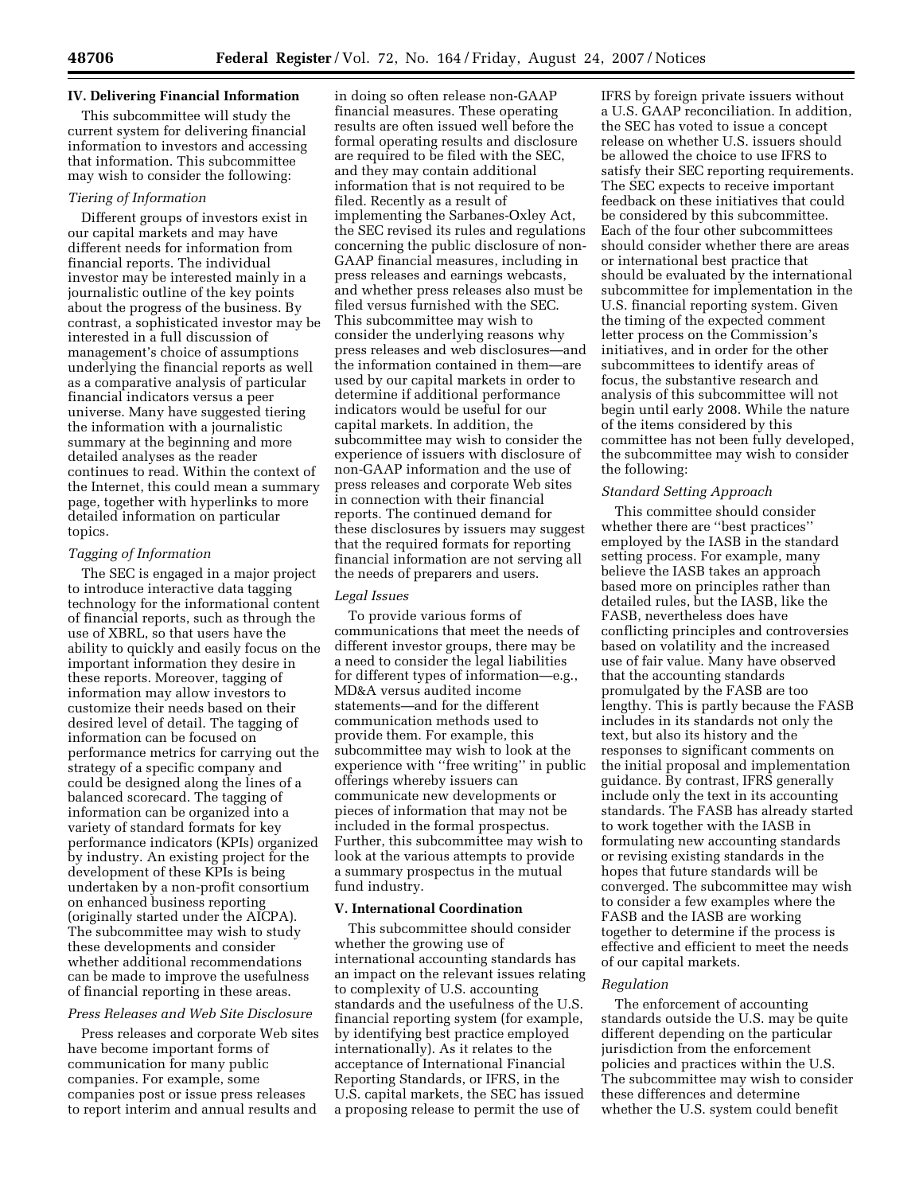## IV. Delivering Financial Information

This subcommittee will study the current system for delivering financial information to investors and accessing that information. This subcommittee may wish to consider the following:

### *Tiering of Information*

Different groups of investors exist in our capital markets and may have different needs for information from financial reports. The individual investor may be interested mainly in a journalistic outline of the key points about the progress of the business. By contrast, a sophisticated investor may be interested in a full discussion of management's choice of assumptions underlying the financial reports as well as a comparative analysis of particular financial indicators versus a peer universe. Many have suggested tiering the information with a journalistic summary at the beginning and more detailed analyses as the reader continues to read. Within the context of the Internet, this could mean a summary page, together with hyperlinks to more detailed information on particular topics.

### *Tagging of Information*

The SEC is engaged in a major project to introduce interactive data tagging technology for the informational content of financial reports, such as through the use of XBRL, so that users have the ability to quickly and easily focus on the important information they desire in these reports. Moreover, tagging of information may allow investors to customize their needs based on their desired level of detail. The tagging of information can be focused on performance metrics for carrying out the strategy of a specific company and could be designed along the lines of a balanced scorecard. The tagging of information can be organized into a variety of standard formats for key performance indicators (KPIs) organized by industry. An existing project for the development of these KPIs is being undertaken by a non-profit consortium on enhanced business reporting (originally started under the AICPA). The subcommittee may wish to study these developments and consider whether additional recommendations can be made to improve the usefulness of financial reporting in these areas.

### *Press Releases and Web Site Disclosure*

Press releases and corporate Web sites have become important forms of communication for many public companies. For example, some companies post or issue press releases to report interim and annual results and in doing so often release non-GAAP financial measures. These operating results are often issued well before the formal operating results and disclosure are required to be filed with the SEC, and they may contain additional information that is not required to be filed. Recently as a result of implementing the Sarbanes-Oxley Act, the SEC revised its rules and regulations concerning the public disclosure of non-GAAP financial measures, including in press releases and earnings webcasts, and whether press releases also must be filed versus furnished with the SEC. This subcommittee may wish to consider the underlying reasons why press releases and web disclosures—and the information contained in them—are used by our capital markets in order to determine if additional performance indicators would be useful for our capital markets. In addition, the subcommittee may wish to consider the experience of issuers with disclosure of non-GAAP information and the use of press releases and corporate Web sites in connection with their financial reports. The continued demand for these disclosures by issuers may suggest that the required formats for reporting financial information are not serving all the needs of preparers and users.

### *Legal Issues*

To provide various forms of communications that meet the needs of different investor groups, there may be a need to consider the legal liabilities for different types of information—e.g., MD&A versus audited income statements—and for the different communication methods used to provide them. For example, this subcommittee may wish to look at the experience with ''free writing'' in public offerings whereby issuers can communicate new developments or pieces of information that may not be included in the formal prospectus. Further, this subcommittee may wish to look at the various attempts to provide a summary prospectus in the mutual fund industry.

## V. International Coordination

This subcommittee should consider whether the growing use of international accounting standards has an impact on the relevant issues relating to complexity of U.S. accounting standards and the usefulness of the U.S. financial reporting system (for example, by identifying best practice employed internationally). As it relates to the acceptance of International Financial Reporting Standards, or IFRS, in the U.S. capital markets, the SEC has issued a proposing release to permit the use of IFRS by foreign private issuers without a U.S. GAAP reconciliation. In addition, the SEC has voted to issue a concept release on whether U.S. issuers should be allowed the choice to use IFRS to satisfy their SEC reporting requirements. The SEC expects to receive important feedback on these initiatives that could be considered by this subcommittee. Each of the four other subcommittees should consider whether there are areas or international best practice that should be evaluated by the international subcommittee for implementation in the U.S. financial reporting system. Given the timing of the expected comment letter process on the Commission's initiatives, and in order for the other subcommittees to identify areas of focus, the substantive research and analysis of this subcommittee will not begin until early 2008. While the nature of the items considered by this committee has not been fully developed, the subcommittee may wish to consider the following:

### *Standard Setting Approach*

This committee should consider whether there are ''best practices'' employed by the IASB in the standard setting process. For example, many believe the IASB takes an approach based more on principles rather than detailed rules, but the IASB, like the FASB, nevertheless does have conflicting principles and controversies based on volatility and the increased use of fair value. Many have observed that the accounting standards promulgated by the FASB are too lengthy. This is partly because the FASB includes in its standards not only the text, but also its history and the responses to significant comments on the initial proposal and implementation guidance. By contrast, IFRS generally include only the text in its accounting standards. The FASB has already started to work together with the IASB in formulating new accounting standards or revising existing standards in the hopes that future standards will be converged. The subcommittee may wish to consider a few examples where the FASB and the IASB are working together to determine if the process is effective and efficient to meet the needs of our capital markets.

### *Regulation*

The enforcement of accounting standards outside the U.S. may be quite different depending on the particular jurisdiction from the enforcement policies and practices within the U.S. The subcommittee may wish to consider these differences and determine whether the U.S. system could benefit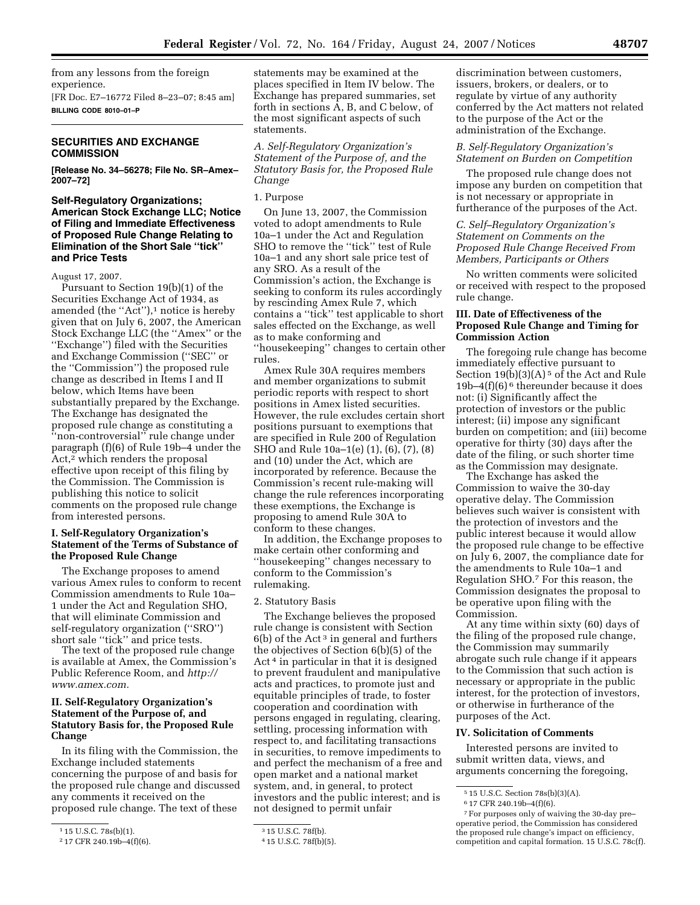from any lessons from the foreign experience.

[FR Doc. E7–16772 Filed 8–23–07; 8:45 am]

**BILLING CODE 8010–01–P**

## SECURITIES AND EXCHANGE COMMISSION

**[Release No. 34–56278; File No. SR–Amex–2007–72]**

### Self-Regulatory Organizations; American Stock Exchange LLC; Notice of Filing and Immediate Effectiveness of Proposed Rule Change Relating to Elimination of the Short Sale "tick" and Price Tests

August 17, 2007.

Pursuant to Section 19(b)(1) of the Securities Exchange Act of 1934, as amended (the "Act"),[1] notice is hereby given that on July 6, 2007, the American Stock Exchange LLC (the "Amex" or the "Exchange") filed with the Securities and Exchange Commission ("SEC" or the "Commission") the proposed rule change as described in Items I and II below, which Items have been substantially prepared by the Exchange. The Exchange has designated the proposed rule change as constituting a "non-controversial" rule change under paragraph (f)(6) of Rule 19b–4 under the Act,[2] which renders the proposal effective upon receipt of this filing by the Commission. The Commission is publishing this notice to solicit comments on the proposed rule change from interested persons.

#### I. Self-Regulatory Organization's Statement of the Terms of Substance of the Proposed Rule Change

The Exchange proposes to amend various Amex rules to conform to recent Commission amendments to Rule 10a–1 under the Act and Regulation SHO, that will eliminate Commission and self-regulatory organization ("SRO") short sale "tick" and price tests.

The text of the proposed rule change is available at Amex, the Commission's Public Reference Room, and *http://www.amex.com.*

#### II. Self-Regulatory Organization's Statement of the Purpose of, and Statutory Basis for, the Proposed Rule Change

In its filing with the Commission, the Exchange included statements concerning the purpose of and basis for the proposed rule change and discussed any comments it received on the proposed rule change. The text of these statements may be examined at the places specified in Item IV below. The Exchange has prepared summaries, set forth in sections A, B, and C below, of the most significant aspects of such statements.

*A. Self-Regulatory Organization's Statement of the Purpose of, and the Statutory Basis for, the Proposed Rule Change*

1. Purpose

On June 13, 2007, the Commission voted to adopt amendments to Rule 10a–1 under the Act and Regulation SHO to remove the "tick" test of Rule 10a–1 and any short sale price test of any SRO. As a result of the Commission's action, the Exchange is seeking to conform its rules accordingly by rescinding Amex Rule 7, which contains a "tick" test applicable to short sales effected on the Exchange, as well as to make conforming and "housekeeping" changes to certain other rules.

Amex Rule 30A requires members and member organizations to submit periodic reports with respect to short positions in Amex listed securities. However, the rule excludes certain short positions pursuant to exemptions that are specified in Rule 200 of Regulation SHO and Rule 10a–1(e) (1), (6), (7), (8) and (10) under the Act, which are incorporated by reference. Because the Commission's recent rule-making will change the rule references incorporating these exemptions, the Exchange is proposing to amend Rule 30A to conform to these changes.

In addition, the Exchange proposes to make certain other conforming and "housekeeping" changes necessary to conform to the Commission's rulemaking.

2. Statutory Basis

The Exchange believes the proposed rule change is consistent with Section 6(b) of the Act[3] in general and furthers the objectives of Section 6(b)(5) of the Act[4] in particular in that it is designed to prevent fraudulent and manipulative acts and practices, to promote just and equitable principles of trade, to foster cooperation and coordination with persons engaged in regulating, clearing, settling, processing information with respect to, and facilitating transactions in securities, to remove impediments to and perfect the mechanism of a free and open market and a national market system, and, in general, to protect investors and the public interest; and is not designed to permit unfair discrimination between customers, issuers, brokers, or dealers, or to regulate by virtue of any authority conferred by the Act matters not related to the purpose of the Act or the administration of the Exchange.

*B. Self-Regulatory Organization's Statement on Burden on Competition*

The proposed rule change does not impose any burden on competition that is not necessary or appropriate in furtherance of the purposes of the Act.

*C. Self–Regulatory Organization's Statement on Comments on the Proposed Rule Change Received From Members, Participants or Others*

No written comments were solicited or received with respect to the proposed rule change.

#### III. Date of Effectiveness of the Proposed Rule Change and Timing for Commission Action

The foregoing rule change has become immediately effective pursuant to Section 19(b)(3)(A)[5] of the Act and Rule 19b–4(f)(6)[6] thereunder because it does not: (i) Significantly affect the protection of investors or the public interest; (ii) impose any significant burden on competition; and (iii) become operative for thirty (30) days after the date of the filing, or such shorter time as the Commission may designate.

The Exchange has asked the Commission to waive the 30-day operative delay. The Commission believes such waiver is consistent with the protection of investors and the public interest because it would allow the proposed rule change to be effective on July 6, 2007, the compliance date for the amendments to Rule 10a–1 and Regulation SHO.[7] For this reason, the Commission designates the proposal to be operative upon filing with the Commission.

At any time within sixty (60) days of the filing of the proposed rule change, the Commission may summarily abrogate such rule change if it appears to the Commission that such action is necessary or appropriate in the public interest, for the protection of investors, or otherwise in furtherance of the purposes of the Act.

#### IV. Solicitation of Comments

Interested persons are invited to submit written data, views, and arguments concerning the foregoing,

---

[1] 15 U.S.C. 78s(b)(1).

[2] 17 CFR 240.19b–4(f)(6).

[3] 15 U.S.C. 78f(b).

[4] 15 U.S.C. 78f(b)(5).

[5] 15 U.S.C. Section 78s(b)(3)(A).

[6] 17 CFR 240.19b–4(f)(6).

[7] For purposes only of waiving the 30-day pre–operative period, the Commission has considered the proposed rule change's impact on efficiency, competition and capital formation. 15 U.S.C. 78c(f).